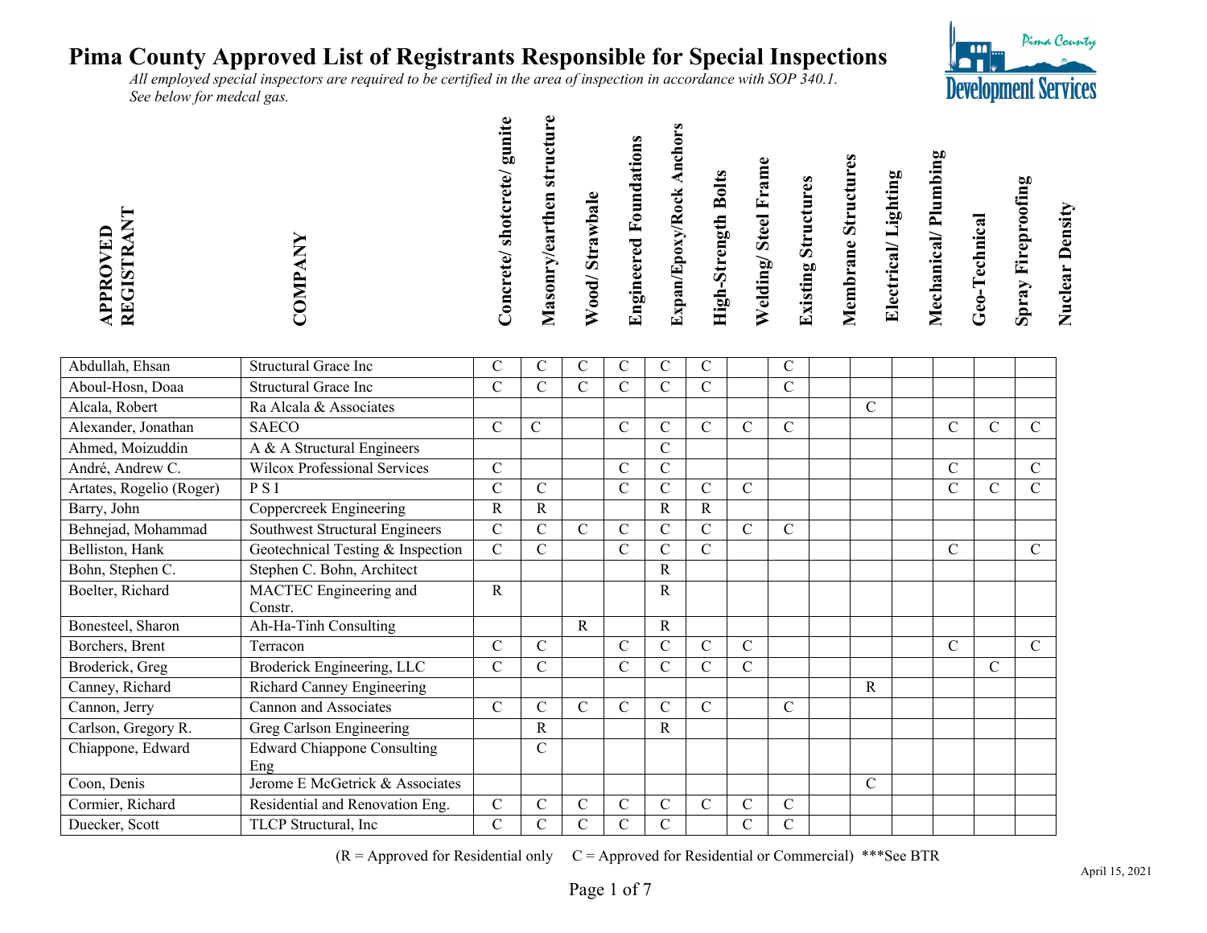# Pima County Approved List of Registrants Responsible for Special Inspections

*All employed special inspectors are required to be certified in the area of inspection in accordance with SOP 340.1.*
*See below for medcal gas.*

| APPROVED REGISTRANT | COMPANY | Concrete/ shotcrete/ gunite | Masonry/earthen structure | Wood/ Strawbale | Engineered Foundations | Expan/Epoxy/Rock Anchors | High-Strength Bolts | Welding/ Steel Frame | Existing Structures | Membrane Structures | Electrical/ Lighting | Mechanical/ Plumbing | Geo-Technical | Spray Fireproofing | Nuclear Density |
|---|---|---|---|---|---|---|---|---|---|---|---|---|---|---|---|
| Abdullah, Ehsan | Structural Grace Inc | C | C | C | C | C | C | | C | | | | | | |
| Aboul-Hosn, Doaa | Structural Grace Inc | C | C | C | C | C | C | | C | | | | | | |
| Alcala, Robert | Ra Alcala & Associates | | | | | | | | | | C | | | | |
| Alexander, Jonathan | SAECO | C | C | | C | C | C | C | C | | | | C | C | C |
| Ahmed, Moizuddin | A & A Structural Engineers | | | | | C | | | | | | | | | |
| André, Andrew C. | Wilcox Professional Services | C | | | C | C | | | | | | | C | | C |
| Artates, Rogelio (Roger) | P S I | C | C | | C | C | C | C | | | | | C | C | C |
| Barry, John | Coppercreek Engineering | R | R | | | R | R | | | | | | | | |
| Behnejad, Mohammad | Southwest Structural Engineers | C | C | C | C | C | C | C | C | | | | | | |
| Belliston, Hank | Geotechnical Testing & Inspection | C | C | | C | C | C | | | | | | C | | C |
| Bohn, Stephen C. | Stephen C. Bohn, Architect | | | | | R | | | | | | | | | |
| Boelter, Richard | MACTEC Engineering and Constr. | R | | | | R | | | | | | | | | |
| Bonesteel, Sharon | Ah-Ha-Tinh Consulting | | | R | | R | | | | | | | | | |
| Borchers, Brent | Terracon | C | C | | C | C | C | C | | | | | C | | C |
| Broderick, Greg | Broderick Engineering, LLC | C | C | | C | C | C | C | | | | | | C | |
| Canney, Richard | Richard Canney Engineering | | | | | | | | | | R | | | | |
| Cannon, Jerry | Cannon and Associates | C | C | C | C | C | C | | C | | | | | | |
| Carlson, Gregory R. | Greg Carlson Engineering | | R | | | R | | | | | | | | | |
| Chiappone, Edward | Edward Chiappone Consulting Eng | | C | | | | | | | | | | | | |
| Coon, Denis | Jerome E McGetrick & Associates | | | | | | | | | | C | | | | |
| Cormier, Richard | Residential and Renovation Eng. | C | C | C | C | C | C | C | C | | | | | | |
| Duecker, Scott | TLCP Structural, Inc | C | C | C | C | C | | C | C | | | | | | |

(R = Approved for Residential only  C = Approved for Residential or Commercial) ***See BTR

April 15, 2021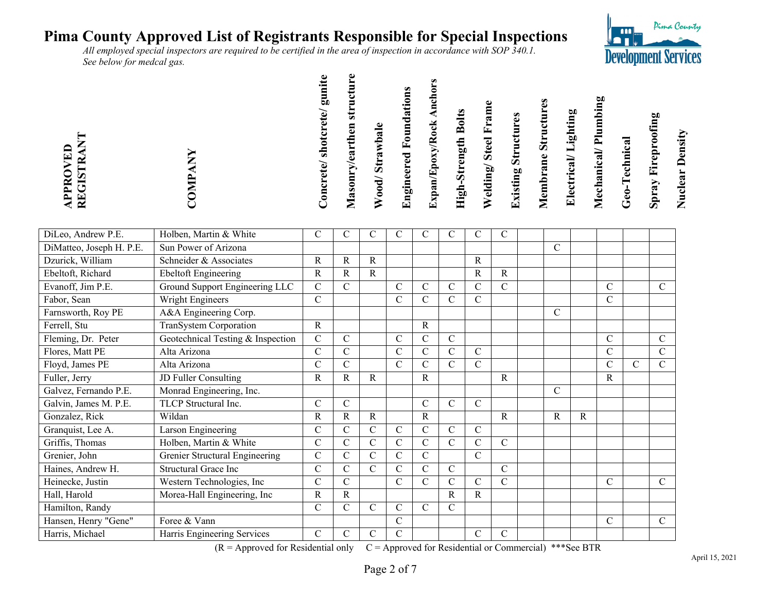# Pima County Approved List of Registrants Responsible for Special Inspections

*All employed special inspectors are required to be certified in the area of inspection in accordance with SOP 340.1.*
*See below for medcal gas.*

| APPROVED REGISTRANT | COMPANY | Concrete/ shotcrete/ gunite | Masonry/earthen structure | Wood/ Strawbale | Engineered Foundations | Expan/Epoxy/Rock Anchors | High-Strength Bolts | Welding/ Steel Frame | Existing Structures | Membrane Structures | Electrical/ Lighting | Mechanical/ Plumbing | Geo-Technical | Spray Fireproofing | Nuclear Density |
|---|---|---|---|---|---|---|---|---|---|---|---|---|---|---|---|
| DiLeo, Andrew P.E. | Holben, Martin & White | C | C | C | C | C | C | C | C | | | | | | |
| DiMatteo, Joseph H. P.E. | Sun Power of Arizona | | | | | | | | | | C | | | | |
| Dzurick, William | Schneider & Associates | R | R | R | | | | R | | | | | | | |
| Ebeltoft, Richard | Ebeltoft Engineering | R | R | R | | | | R | R | | | | | | |
| Evanoff, Jim P.E. | Ground Support Engineering LLC | C | C | | C | C | C | C | C | | | | C | | C |
| Fabor, Sean | Wright Engineers | C | | | C | C | C | C | | | | | C | | |
| Farnsworth, Roy PE | A&A Engineering Corp. | | | | | | | | | | C | | | | |
| Ferrell, Stu | TranSystem Corporation | R | | | | R | | | | | | | | | |
| Fleming, Dr. Peter | Geotechnical Testing & Inspection | C | C | | C | C | C | | | | | | C | | C |
| Flores, Matt PE | Alta Arizona | C | C | | C | C | C | C | | | | | C | | C |
| Floyd, James PE | Alta Arizona | C | C | | C | C | C | C | | | | | C | C | C |
| Fuller, Jerry | JD Fuller Consulting | R | R | R | | R | | | R | | | | R | | |
| Galvez, Fernando P.E. | Monrad Engineering, Inc. | | | | | | | | | | C | | | | |
| Galvin, James M. P.E. | TLCP Structural Inc. | C | C | | | C | C | C | | | | | | | |
| Gonzalez, Rick | Wildan | R | R | R | | R | | | R | | R | R | | | |
| Granquist, Lee A. | Larson Engineering | C | C | C | C | C | C | C | | | | | | | |
| Griffis, Thomas | Holben, Martin & White | C | C | C | C | C | C | C | C | | | | | | |
| Grenier, John | Grenier Structural Engineering | C | C | C | C | C | | C | | | | | | | |
| Haines, Andrew H. | Structural Grace Inc | C | C | C | C | C | C | | C | | | | | | |
| Heinecke, Justin | Western Technologies, Inc | C | C | | C | C | C | C | C | | | | C | | C |
| Hall, Harold | Morea-Hall Engineering, Inc | R | R | | | | R | R | | | | | | | |
| Hamilton, Randy | | C | C | C | C | C | C | | | | | | | | |
| Hansen, Henry "Gene" | Foree & Vann | | | | C | | | | | | | | C | | C |
| Harris, Michael | Harris Engineering Services | C | C | C | C | | | C | C | | | | | | |

(R = Approved for Residential only    C = Approved for Residential or Commercial)  ***See BTR

April 15, 2021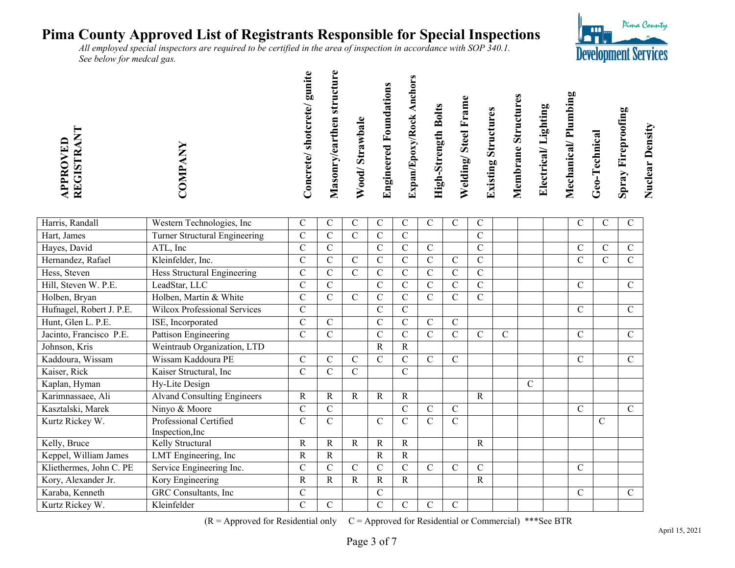# Pima County Approved List of Registrants Responsible for Special Inspections

*All employed special inspectors are required to be certified in the area of inspection in accordance with SOP 340.1.*
*See below for medcal gas.*

| APPROVED REGISTRANT | COMPANY | Concrete/ shotcrete/ gunite | Masonry/earthen structure | Wood/ Strawbale | Engineered Foundations | Expan/Epoxy/Rock Anchors | High-Strength Bolts | Welding/ Steel Frame | Existing Structures | Membrane Structures | Electrical/ Lighting | Mechanical/ Plumbing | Geo-Technical | Spray Fireproofing | Nuclear Density |
|---|---|---|---|---|---|---|---|---|---|---|---|---|---|---|---|
| Harris, Randall | Western Technologies, Inc | C | C | C | C | C | C | C | C | | | | C | C | C |
| Hart, James | Turner Structural Engineering | C | C | C | C | C | | | C | | | | | | |
| Hayes, David | ATL, Inc | C | C | | C | C | C | | C | | | | C | C | C |
| Hernandez, Rafael | Kleinfelder, Inc. | C | C | C | C | C | C | C | C | | | | C | C | C |
| Hess, Steven | Hess Structural Engineering | C | C | C | C | C | C | C | C | | | | | | |
| Hill, Steven W. P.E. | LeadStar, LLC | C | C | | C | C | C | C | C | | | | C | | C |
| Holben, Bryan | Holben, Martin & White | C | C | C | C | C | C | C | C | | | | | | |
| Hufnagel, Robert J. P.E. | Wilcox Professional Services | C | | | C | C | | | | | | | C | | C |
| Hunt, Glen L. P.E. | ISE, Incorporated | C | C | | C | C | C | C | | | | | | | |
| Jacinto, Francisco P.E. | Pattison Engineering | C | C | | C | C | C | C | C | C | | | C | | C |
| Johnson, Kris | Weintraub Organization, LTD | | | | R | R | | | | | | | | | |
| Kaddoura, Wissam | Wissam Kaddoura PE | C | C | C | C | C | C | C | | | | | C | | C |
| Kaiser, Rick | Kaiser Structural, Inc | C | C | C | | C | | | | | | | | | |
| Kaplan, Hyman | Hy-Lite Design | | | | | | | | | | C | | | | |
| Karimnassaee, Ali | Alvand Consulting Engineers | R | R | R | R | R | | | R | | | | | | |
| Kasztalski, Marek | Ninyo & Moore | C | C | | | C | C | C | | | | | C | | C |
| Kurtz Rickey W. | Professional Certified Inspection,Inc | C | C | | C | C | C | C | | | | | | C | |
| Kelly, Bruce | Kelly Structural | R | R | R | R | R | | | R | | | | | | |
| Keppel, William James | LMT Engineering, Inc | R | R | | R | R | | | | | | | | | |
| Kliethermes, John C. PE | Service Engineering Inc. | C | C | C | C | C | C | C | C | | | | C | | |
| Kory, Alexander Jr. | Kory Engineering | R | R | R | R | R | | | R | | | | | | |
| Karaba, Kenneth | GRC Consultants, Inc | C | | | C | | | | | | | | C | | C |
| Kurtz Rickey W. | Kleinfelder | C | C | | C | C | C | C | | | | | | | |

(R = Approved for Residential only C = Approved for Residential or Commercial) ***See BTR

April 15, 2021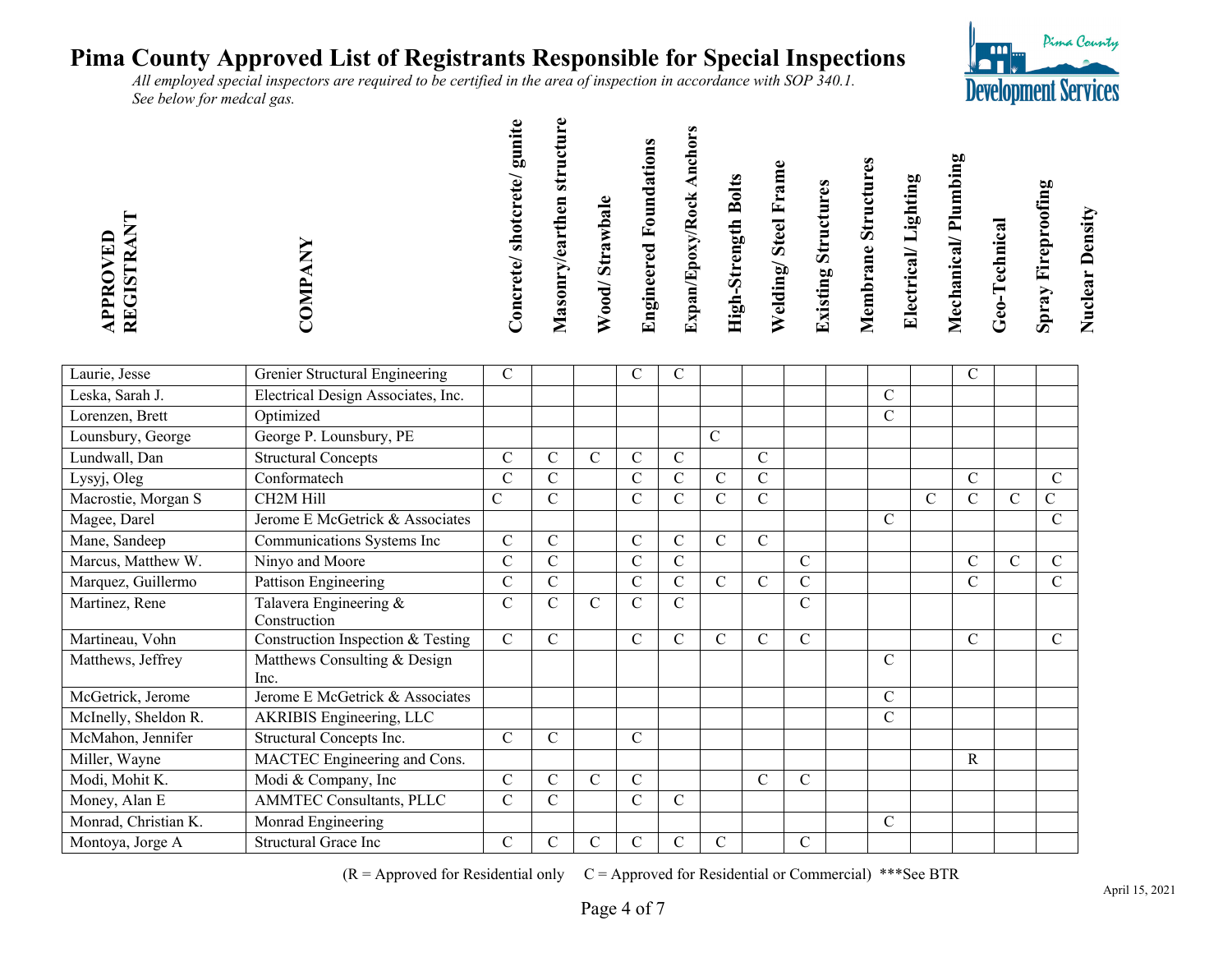# Pima County Approved List of Registrants Responsible for Special Inspections

*All employed special inspectors are required to be certified in the area of inspection in accordance with SOP 340.1.*
*See below for medcal gas.*

| APPROVED REGISTRANT | COMPANY | Concrete/ shotcrete/ gunite | Masonry/earthen structure | Wood/ Strawbale | Engineered Foundations | Expan/Epoxy/Rock Anchors | High-Strength Bolts | Welding/ Steel Frame | Existing Structures | Membrane Structures | Electrical/ Lighting | Mechanical/ Plumbing | Geo-Technical | Spray Fireproofing | Nuclear Density |
|---|---|---|---|---|---|---|---|---|---|---|---|---|---|---|---|
| Laurie, Jesse | Grenier Structural Engineering | C | | | C | C | | | | | | | C | | |
| Leska, Sarah J. | Electrical Design Associates, Inc. | | | | | | | | | | C | | | | |
| Lorenzen, Brett | Optimized | | | | | | | | | | C | | | | |
| Lounsbury, George | George P. Lounsbury, PE | | | | | | C | | | | | | | | |
| Lundwall, Dan | Structural Concepts | C | C | C | C | C | | C | | | | | | | |
| Lysyj, Oleg | Conformatech | C | C | | C | C | C | C | | | | | C | | C |
| Macrostie, Morgan S | CH2M Hill | C | C | | C | C | C | C | | | | C | C | C | C |
| Magee, Darel | Jerome E McGetrick & Associates | | | | | | | | | | C | | | | C |
| Mane, Sandeep | Communications Systems Inc | C | C | | C | C | C | C | | | | | | | |
| Marcus, Matthew W. | Ninyo and Moore | C | C | | C | C | | | C | | | | C | C | C |
| Marquez, Guillermo | Pattison Engineering | C | C | | C | C | C | C | C | | | | C | | C |
| Martinez, Rene | Talavera Engineering & Construction | C | C | C | C | C | | | C | | | | | | |
| Martineau, Vohn | Construction Inspection & Testing | C | C | | C | C | C | C | C | | | | C | | C |
| Matthews, Jeffrey | Matthews Consulting & Design Inc. | | | | | | | | | | C | | | | |
| McGetrick, Jerome | Jerome E McGetrick & Associates | | | | | | | | | | C | | | | |
| McInelly, Sheldon R. | AKRIBIS Engineering, LLC | | | | | | | | | | C | | | | |
| McMahon, Jennifer | Structural Concepts Inc. | C | C | | C | | | | | | | | | | |
| Miller, Wayne | MACTEC Engineering and Cons. | | | | | | | | | | | | R | | |
| Modi, Mohit K. | Modi & Company, Inc | C | C | C | C | | | C | C | | | | | | |
| Money, Alan E | AMMTEC Consultants, PLLC | C | C | | C | C | | | | | | | | | |
| Monrad, Christian K. | Monrad Engineering | | | | | | | | | | C | | | | |
| Montoya, Jorge A | Structural Grace Inc | C | C | C | C | C | C | | C | | | | | | |

(R = Approved for Residential only     C = Approved for Residential or Commercial)  ***See BTR

April 15, 2021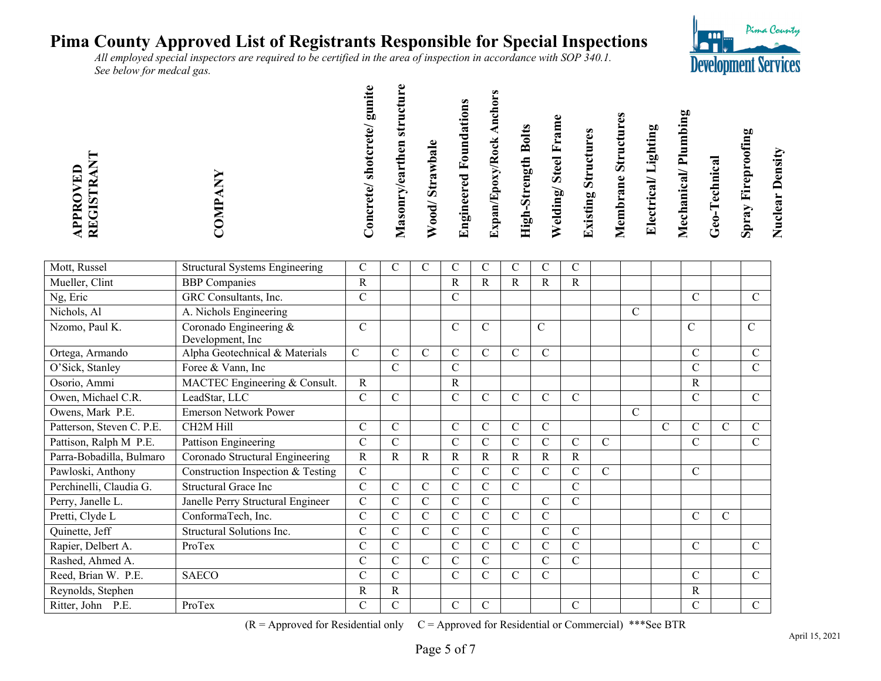# Pima County Approved List of Registrants Responsible for Special Inspections

*All employed special inspectors are required to be certified in the area of inspection in accordance with SOP 340.1.*
*See below for medcal gas.*

| APPROVED REGISTRANT | COMPANY | Concrete/ shotcrete/ gunite | Masonry/earthen structure | Wood/ Strawbale | Engineered Foundations | Expan/Epoxy/Rock Anchors | High-Strength Bolts | Welding/ Steel Frame | Existing Structures | Membrane Structures | Electrical/ Lighting | Mechanical/ Plumbing | Geo-Technical | Spray Fireproofing | Nuclear Density |
|---|---|---|---|---|---|---|---|---|---|---|---|---|---|---|---|
| Mott, Russel | Structural Systems Engineering | C | C | C | C | C | C | C | C | | | | | | |
| Mueller, Clint | BBP Companies | R | | | R | R | R | R | R | | | | | | |
| Ng, Eric | GRC Consultants, Inc. | C | | | C | | | | | | | | C | | C |
| Nichols, Al | A. Nichols Engineering | | | | | | | | | | C | | | | |
| Nzomo, Paul K. | Coronado Engineering & Development, Inc | C | | | C | C | | C | | | | | C | | C |
| Ortega, Armando | Alpha Geotechnical & Materials | C | C | C | C | C | C | C | | | | | C | | C |
| O'Sick, Stanley | Foree & Vann, Inc | | C | | C | | | | | | | | C | | C |
| Osorio, Ammi | MACTEC Engineering & Consult. | R | | | R | | | | | | | | R | | |
| Owen, Michael C.R. | LeadStar, LLC | C | C | | C | C | C | C | C | | | | C | | C |
| Owens, Mark P.E. | Emerson Network Power | | | | | | | | | | C | | | | |
| Patterson, Steven C. P.E. | CH2M Hill | C | C | | C | C | C | C | | | | C | C | C | C |
| Pattison, Ralph M P.E. | Pattison Engineering | C | C | | C | C | C | C | C | C | | | C | | C |
| Parra-Bobadilla, Bulmaro | Coronado Structural Engineering | R | R | R | R | R | R | R | R | | | | | | |
| Pawloski, Anthony | Construction Inspection & Testing | C | | | C | C | C | C | C | C | | | C | | |
| Perchinelli, Claudia G. | Structural Grace Inc | C | C | C | C | C | C | | C | | | | | | |
| Perry, Janelle L. | Janelle Perry Structural Engineer | C | C | C | C | C | | C | C | | | | | | |
| Pretti, Clyde L | ConformaTech, Inc. | C | C | C | C | C | C | C | | | | | C | C | |
| Quinette, Jeff | Structural Solutions Inc. | C | C | C | C | C | | C | C | | | | | | |
| Rapier, Delbert A. | ProTex | C | C | | C | C | C | C | C | | | | C | | C |
| Rashed, Ahmed A. | | C | C | C | C | C | | C | C | | | | | | |
| Reed, Brian W. P.E. | SAECO | C | C | | C | C | C | C | | | | | C | | C |
| Reynolds, Stephen | | R | R | | | | | | | | | | R | | |
| Ritter, John P.E. | ProTex | C | C | | C | C | | | C | | | | C | | C |

(R = Approved for Residential only C = Approved for Residential or Commercial) ***See BTR

April 15, 2021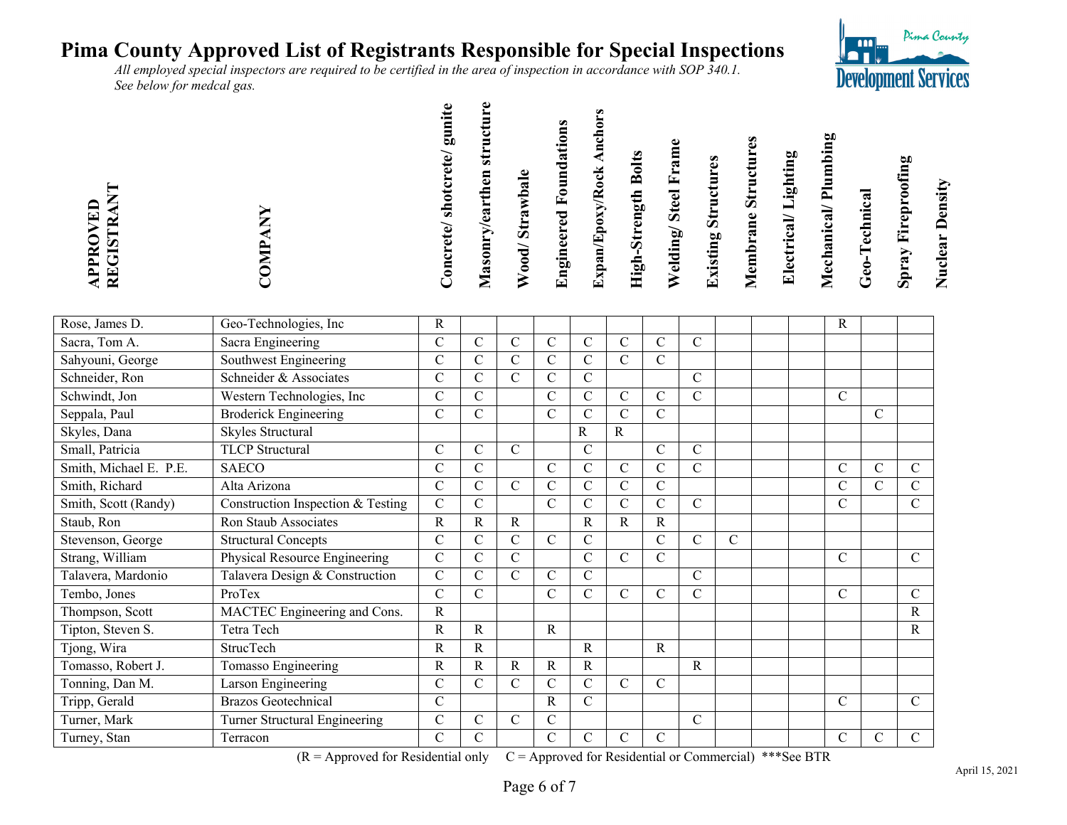# Pima County Approved List of Registrants Responsible for Special Inspections

*All employed special inspectors are required to be certified in the area of inspection in accordance with SOP 340.1.*
*See below for medcal gas.*

| APPROVED REGISTRANT | COMPANY | Concrete/ shotcrete/ gunite | Masonry/earthen structure | Wood/ Strawbale | Engineered Foundations | Expan/Epoxy/Rock Anchors | High-Strength Bolts | Welding/ Steel Frame | Existing Structures | Membrane Structures | Electrical/ Lighting | Mechanical/ Plumbing | Geo-Technical | Spray Fireproofing | Nuclear Density |
|---|---|---|---|---|---|---|---|---|---|---|---|---|---|---|---|
| Rose, James D. | Geo-Technologies, Inc | R | | | | | | | | | | | R | | |
| Sacra, Tom A. | Sacra Engineering | C | C | C | C | C | C | C | C | | | | | | |
| Sahyouni, George | Southwest Engineering | C | C | C | C | C | C | C | | | | | | | |
| Schneider, Ron | Schneider & Associates | C | C | C | C | C | | | C | | | | | | |
| Schwindt, Jon | Western Technologies, Inc | C | C | | C | C | C | C | C | | | | C | | |
| Seppala, Paul | Broderick Engineering | C | C | | C | C | C | C | | | | | | C | |
| Skyles, Dana | Skyles Structural | | | | | R | R | | | | | | | | |
| Small, Patricia | TLCP Structural | C | C | C | | C | | C | C | | | | | | |
| Smith, Michael E. P.E. | SAECO | C | C | | C | C | C | C | C | | | | C | C | C |
| Smith, Richard | Alta Arizona | C | C | C | C | C | C | C | | | | | C | C | C |
| Smith, Scott (Randy) | Construction Inspection & Testing | C | C | | C | C | C | C | C | | | | C | | C |
| Staub, Ron | Ron Staub Associates | R | R | R | | R | R | R | | | | | | | |
| Stevenson, George | Structural Concepts | C | C | C | C | C | | C | C | C | | | | | |
| Strang, William | Physical Resource Engineering | C | C | C | | C | C | C | | | | | C | | C |
| Talavera, Mardonio | Talavera Design & Construction | C | C | C | C | C | | | C | | | | | | |
| Tembo, Jones | ProTex | C | C | | C | C | C | C | C | | | | C | | C |
| Thompson, Scott | MACTEC Engineering and Cons. | R | | | | | | | | | | | | | R |
| Tipton, Steven S. | Tetra Tech | R | R | | R | | | | | | | | | | R |
| Tjong, Wira | StrucTech | R | R | | | R | | R | | | | | | | |
| Tomasso, Robert J. | Tomasso Engineering | R | R | R | R | R | | | R | | | | | | |
| Tonning, Dan M. | Larson Engineering | C | C | C | C | C | C | C | | | | | | | |
| Tripp, Gerald | Brazos Geotechnical | C | | | R | C | | | | | | | C | | C |
| Turner, Mark | Turner Structural Engineering | C | C | C | C | | | | C | | | | | | |
| Turney, Stan | Terracon | C | C | | C | C | C | C | | | | | C | C | C |

(R = Approved for Residential only C = Approved for Residential or Commercial) ***See BTR

April 15, 2021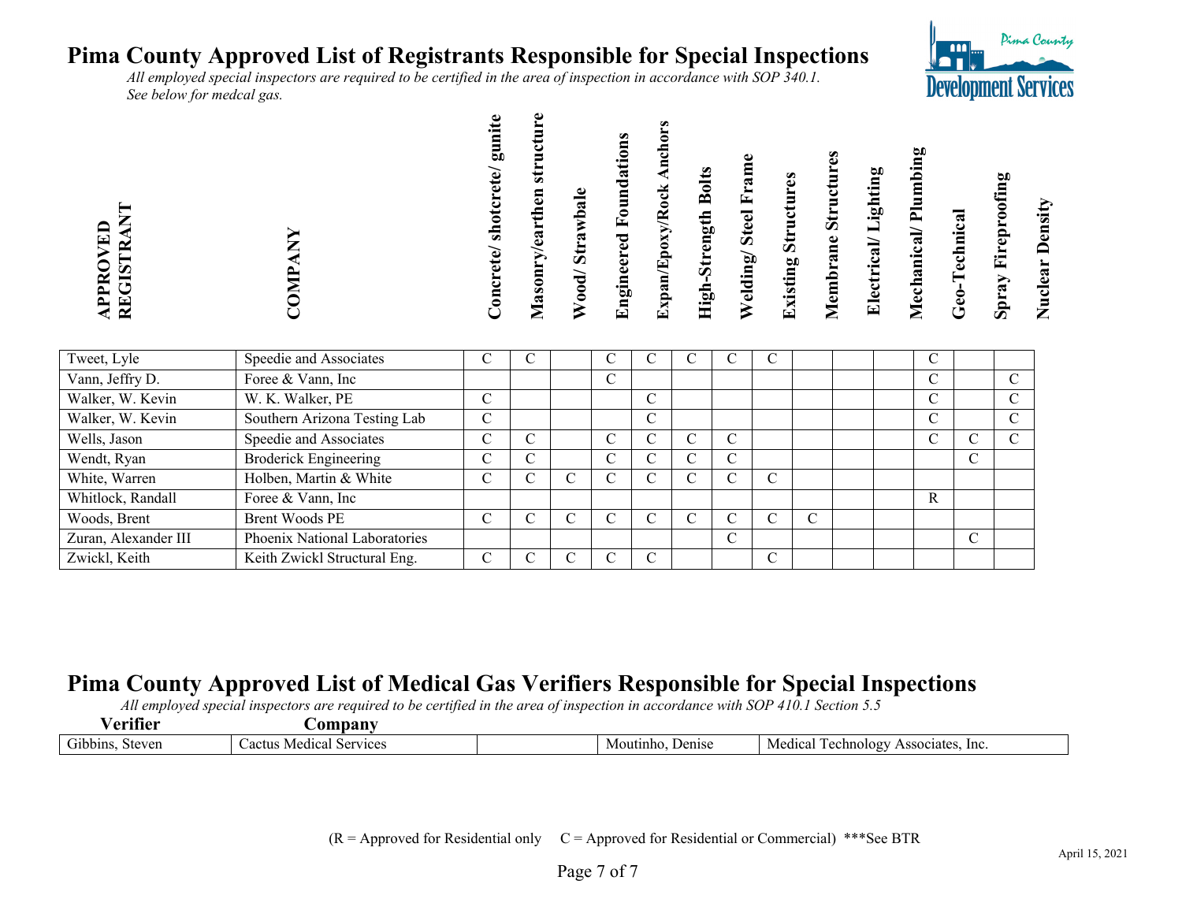# Pima County Approved List of Registrants Responsible for Special Inspections

*All employed special inspectors are required to be certified in the area of inspection in accordance with SOP 340.1.*
*See below for medcal gas.*

| APPROVED REGISTRANT | COMPANY | Concrete/ shotcrete/ gunite | Masonry/earthen structure | Wood/ Strawbale | Engineered Foundations | Expan/Epoxy/Rock Anchors | High-Strength Bolts | Welding/ Steel Frame | Existing Structures | Membrane Structures | Electrical/ Lighting | Mechanical/ Plumbing | Geo-Technical | Spray Fireproofing | Nuclear Density |
|---|---|---|---|---|---|---|---|---|---|---|---|---|---|---|---|
| Tweet, Lyle | Speedie and Associates | C | C | | C | C | C | C | C | | | | C | | |
| Vann, Jeffry D. | Foree & Vann, Inc | | | | C | | | | | | | | C | | C |
| Walker, W. Kevin | W. K. Walker, PE | C | | | | C | | | | | | | C | | C |
| Walker, W. Kevin | Southern Arizona Testing Lab | C | | | | C | | | | | | | C | | C |
| Wells, Jason | Speedie and Associates | C | C | | C | C | C | C | | | | | C | C | C |
| Wendt, Ryan | Broderick Engineering | C | C | | C | C | C | C | | | | | | C | |
| White, Warren | Holben, Martin & White | C | C | C | C | C | C | C | C | | | | | | |
| Whitlock, Randall | Foree & Vann, Inc | | | | | | | | | | | | R | | |
| Woods, Brent | Brent Woods PE | C | C | C | C | C | C | C | C | C | | | | | |
| Zuran, Alexander III | Phoenix National Laboratories | | | | | | | C | | | | | | C | |
| Zwickl, Keith | Keith Zwickl Structural Eng. | C | C | C | C | C | | | C | | | | | | |

# Pima County Approved List of Medical Gas Verifiers Responsible for Special Inspections

*All employed special inspectors are required to be certified in the area of inspection in accordance with SOP 410.1 Section 5.5*

| Verifier | Company | | | |
|---|---|---|---|---|
| Gibbins, Steven | Cactus Medical Services | | Moutinho, Denise | Medical Technology Associates, Inc. |

(R = Approved for Residential only C = Approved for Residential or Commercial) ***See BTR

April 15, 2021